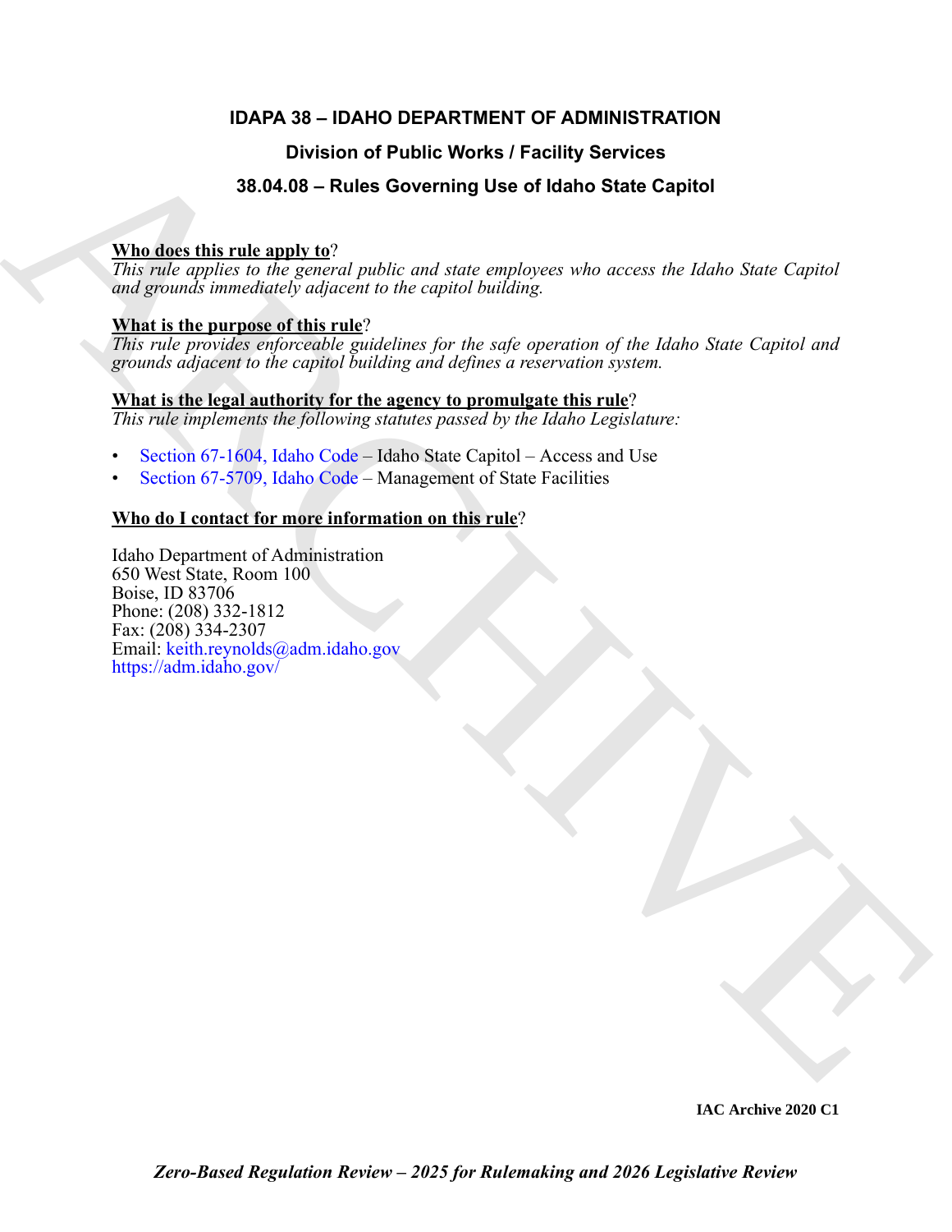# IDAPA 38 – IDAHO DEPARTMENT OF ADMINISTRATION

## Division of Public Works / Facility Services

## 38.04.08 – Rules Governing Use of Idaho State Capitol

**Who does this rule apply to**?

*This rule applies to the general public and state employees who access the Idaho State Capitol and grounds immediately adjacent to the capitol building.*

**What is the purpose of this rule**?

*This rule provides enforceable guidelines for the safe operation of the Idaho State Capitol and grounds adjacent to the capitol building and defines a reservation system.*

**What is the legal authority for the agency to promulgate this rule**?

*This rule implements the following statutes passed by the Idaho Legislature:*

- Section 67-1604, Idaho Code – Idaho State Capitol – Access and Use
- Section 67-5709, Idaho Code – Management of State Facilities

**Who do I contact for more information on this rule**?

Idaho Department of Administration
650 West State, Room 100
Boise, ID 83706
Phone: (208) 332-1812
Fax: (208) 334-2307
Email: keith.reynolds@adm.idaho.gov
https://adm.idaho.gov/

IAC Archive 2020 C1

*Zero-Based Regulation Review – 2025 for Rulemaking and 2026 Legislative Review*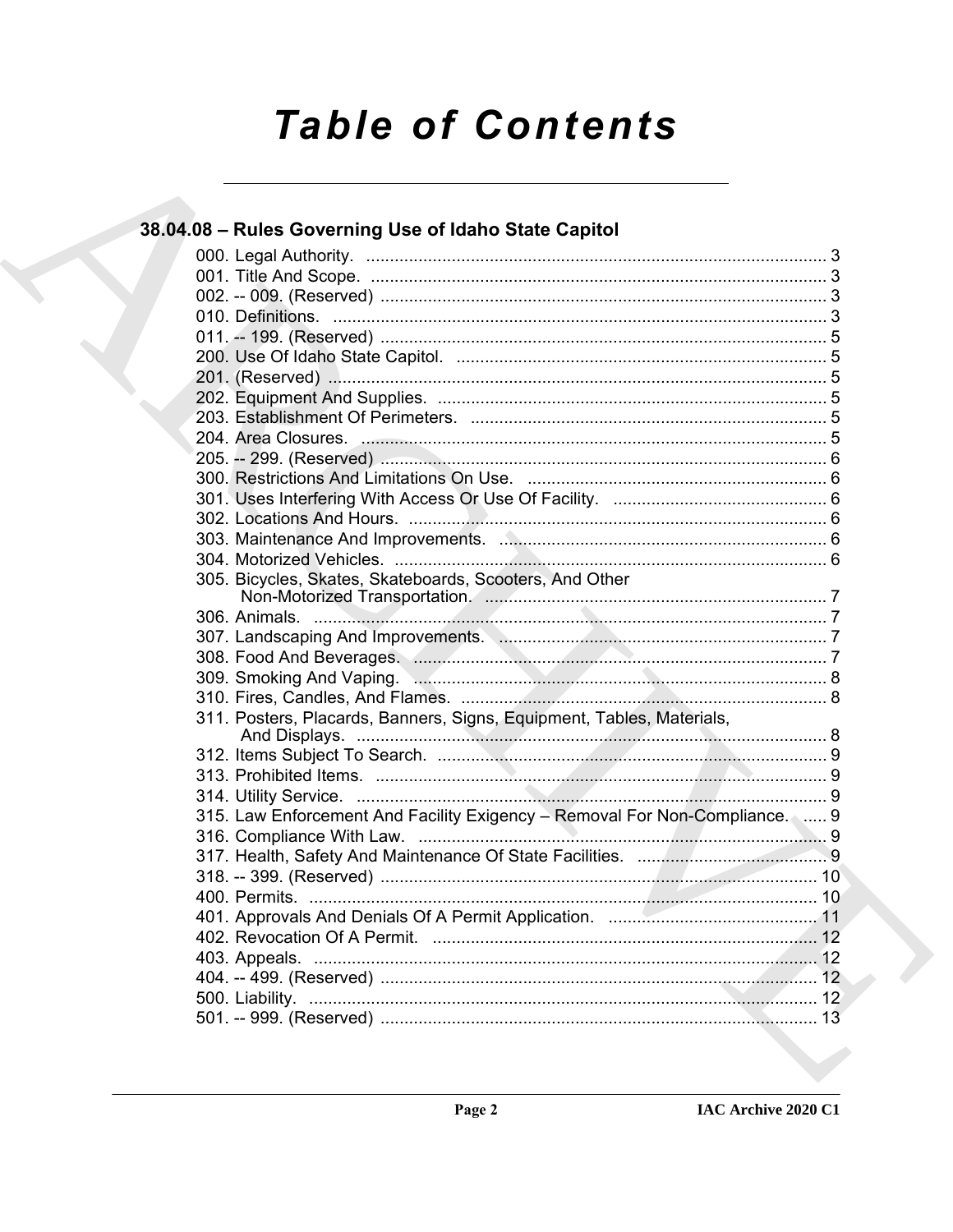# Table of Contents

## 38.04.08 – Rules Governing Use of Idaho State Capitol

000. Legal Authority. ... 3
001. Title And Scope. ... 3
002. -- 009. (Reserved) ... 3
010. Definitions. ... 3
011. -- 199. (Reserved) ... 5
200. Use Of Idaho State Capitol. ... 5
201. (Reserved) ... 5
202. Equipment And Supplies. ... 5
203. Establishment Of Perimeters. ... 5
204. Area Closures. ... 5
205. -- 299. (Reserved) ... 6
300. Restrictions And Limitations On Use. ... 6
301. Uses Interfering With Access Or Use Of Facility. ... 6
302. Locations And Hours. ... 6
303. Maintenance And Improvements. ... 6
304. Motorized Vehicles. ... 6
305. Bicycles, Skates, Skateboards, Scooters, And Other Non-Motorized Transportation. ... 7
306. Animals. ... 7
307. Landscaping And Improvements. ... 7
308. Food And Beverages. ... 7
309. Smoking And Vaping. ... 8
310. Fires, Candles, And Flames. ... 8
311. Posters, Placards, Banners, Signs, Equipment, Tables, Materials, And Displays. ... 8
312. Items Subject To Search. ... 9
313. Prohibited Items. ... 9
314. Utility Service. ... 9
315. Law Enforcement And Facility Exigency – Removal For Non-Compliance. ... 9
316. Compliance With Law. ... 9
317. Health, Safety And Maintenance Of State Facilities. ... 9
318. -- 399. (Reserved) ... 10
400. Permits. ... 10
401. Approvals And Denials Of A Permit Application. ... 11
402. Revocation Of A Permit. ... 12
403. Appeals. ... 12
404. -- 499. (Reserved) ... 12
500. Liability. ... 12
501. -- 999. (Reserved) ... 13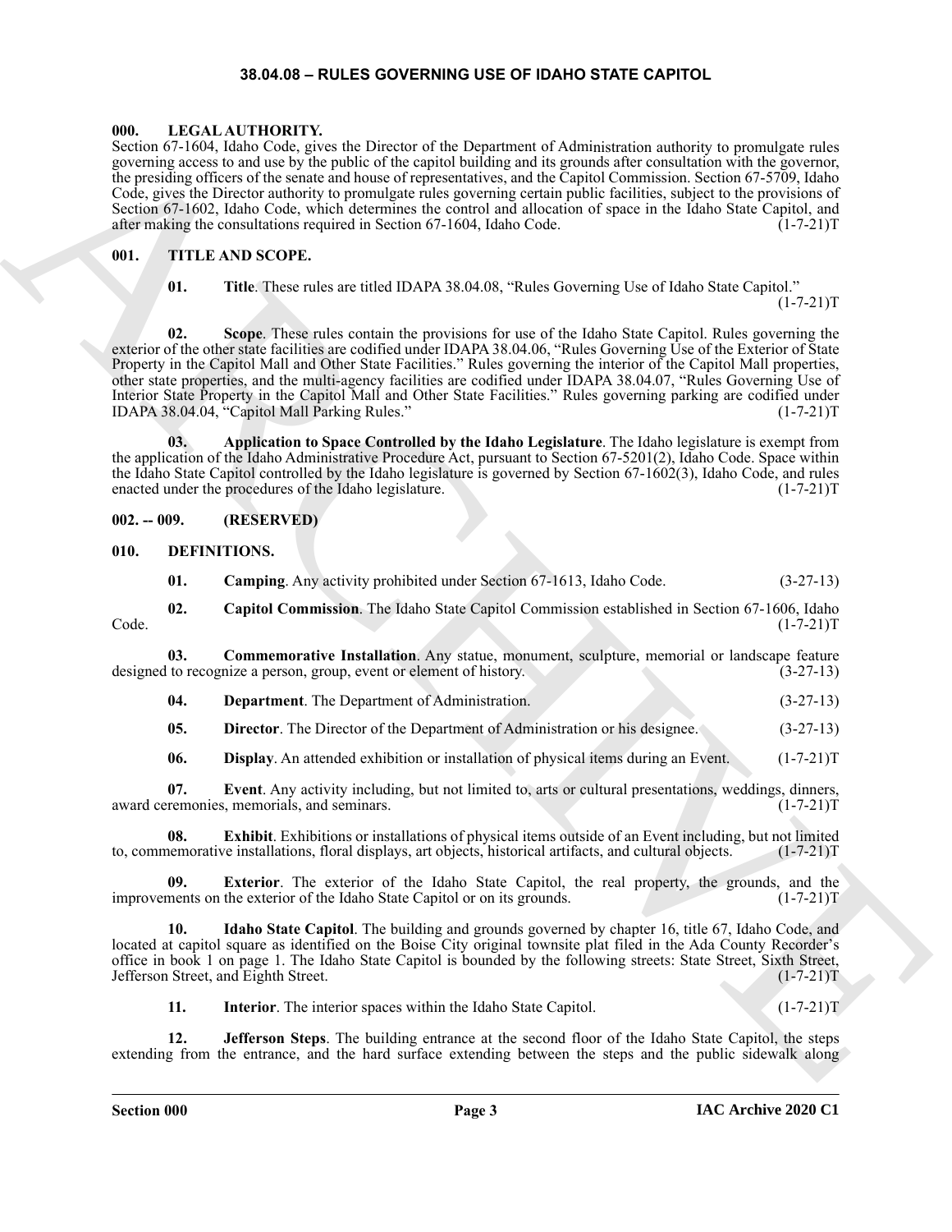## 38.04.08 – RULES GOVERNING USE OF IDAHO STATE CAPITOL

### 000. LEGAL AUTHORITY.

Section 67-1604, Idaho Code, gives the Director of the Department of Administration authority to promulgate rules governing access to and use by the public of the capitol building and its grounds after consultation with the governor, the presiding officers of the senate and house of representatives, and the Capitol Commission. Section 67-5709, Idaho Code, gives the Director authority to promulgate rules governing certain public facilities, subject to the provisions of Section 67-1602, Idaho Code, which determines the control and allocation of space in the Idaho State Capitol, and after making the consultations required in Section 67-1604, Idaho Code. (1-7-21)T

### 001. TITLE AND SCOPE.

**01. Title**. These rules are titled IDAPA 38.04.08, "Rules Governing Use of Idaho State Capitol." (1-7-21)T

**02. Scope**. These rules contain the provisions for use of the Idaho State Capitol. Rules governing the exterior of the other state facilities are codified under IDAPA 38.04.06, "Rules Governing Use of the Exterior of State Property in the Capitol Mall and Other State Facilities." Rules governing the interior of the Capitol Mall properties, other state properties, and the multi-agency facilities are codified under IDAPA 38.04.07, "Rules Governing Use of Interior State Property in the Capitol Mall and Other State Facilities." Rules governing parking are codified under IDAPA 38.04.04, "Capitol Mall Parking Rules." (1-7-21)T

**03. Application to Space Controlled by the Idaho Legislature**. The Idaho legislature is exempt from the application of the Idaho Administrative Procedure Act, pursuant to Section 67-5201(2), Idaho Code. Space within the Idaho State Capitol controlled by the Idaho legislature is governed by Section 67-1602(3), Idaho Code, and rules enacted under the procedures of the Idaho legislature. (1-7-21)T

### 002. -- 009. (RESERVED)

### 010. DEFINITIONS.

**01. Camping**. Any activity prohibited under Section 67-1613, Idaho Code. (3-27-13)

**02. Capitol Commission**. The Idaho State Capitol Commission established in Section 67-1606, Idaho Code. (1-7-21)T

**03. Commemorative Installation**. Any statue, monument, sculpture, memorial or landscape feature designed to recognize a person, group, event or element of history. (3-27-13)

**04. Department**. The Department of Administration. (3-27-13)

**05. Director**. The Director of the Department of Administration or his designee. (3-27-13)

**06. Display**. An attended exhibition or installation of physical items during an Event. (1-7-21)T

**07. Event**. Any activity including, but not limited to, arts or cultural presentations, weddings, dinners, award ceremonies, memorials, and seminars. (1-7-21)T

**08. Exhibit**. Exhibitions or installations of physical items outside of an Event including, but not limited to, commemorative installations, floral displays, art objects, historical artifacts, and cultural objects. (1-7-21)T

**09. Exterior**. The exterior of the Idaho State Capitol, the real property, the grounds, and the improvements on the exterior of the Idaho State Capitol or on its grounds. (1-7-21)T

**10. Idaho State Capitol**. The building and grounds governed by chapter 16, title 67, Idaho Code, and located at capitol square as identified on the Boise City original townsite plat filed in the Ada County Recorder's office in book 1 on page 1. The Idaho State Capitol is bounded by the following streets: State Street, Sixth Street, Jefferson Street, and Eighth Street. (1-7-21)T

**11. Interior**. The interior spaces within the Idaho State Capitol. (1-7-21)T

**12. Jefferson Steps**. The building entrance at the second floor of the Idaho State Capitol, the steps extending from the entrance, and the hard surface extending between the steps and the public sidewalk along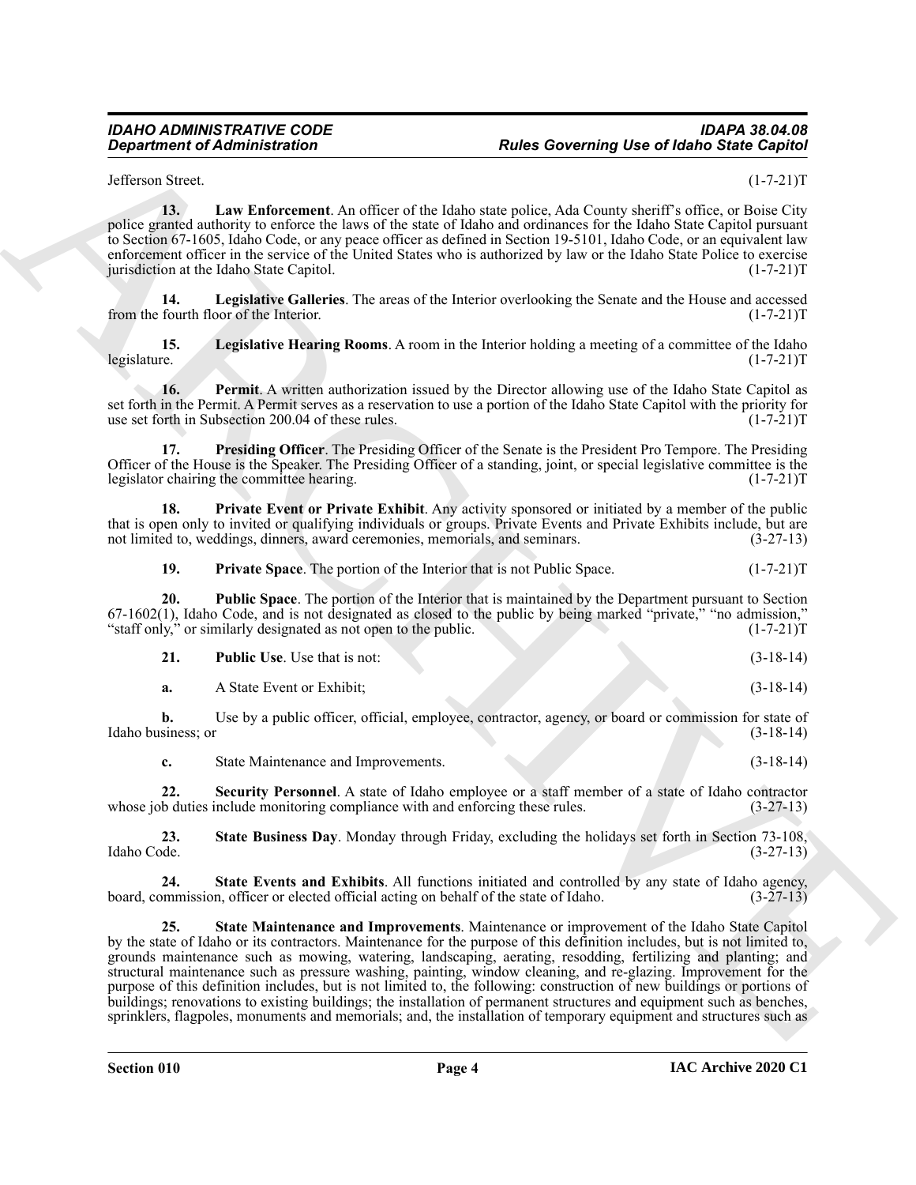Jefferson Street. (1-7-21)T

**13. Law Enforcement**. An officer of the Idaho state police, Ada County sheriff's office, or Boise City police granted authority to enforce the laws of the state of Idaho and ordinances for the Idaho State Capitol pursuant to Section 67-1605, Idaho Code, or any peace officer as defined in Section 19-5101, Idaho Code, or an equivalent law enforcement officer in the service of the United States who is authorized by law or the Idaho State Police to exercise jurisdiction at the Idaho State Capitol. (1-7-21)T

**14. Legislative Galleries**. The areas of the Interior overlooking the Senate and the House and accessed from the fourth floor of the Interior. (1-7-21)T

**15. Legislative Hearing Rooms**. A room in the Interior holding a meeting of a committee of the Idaho legislature. (1-7-21)T

**16. Permit**. A written authorization issued by the Director allowing use of the Idaho State Capitol as set forth in the Permit. A Permit serves as a reservation to use a portion of the Idaho State Capitol with the priority for use set forth in Subsection 200.04 of these rules. (1-7-21)T

**17. Presiding Officer**. The Presiding Officer of the Senate is the President Pro Tempore. The Presiding Officer of the House is the Speaker. The Presiding Officer of a standing, joint, or special legislative committee is the legislator chairing the committee hearing. (1-7-21)T

**18. Private Event or Private Exhibit**. Any activity sponsored or initiated by a member of the public that is open only to invited or qualifying individuals or groups. Private Events and Private Exhibits include, but are not limited to, weddings, dinners, award ceremonies, memorials, and seminars. (3-27-13)

**19. Private Space**. The portion of the Interior that is not Public Space. (1-7-21)T

**20. Public Space**. The portion of the Interior that is maintained by the Department pursuant to Section 67-1602(1), Idaho Code, and is not designated as closed to the public by being marked "private," "no admission," "staff only," or similarly designated as not open to the public. (1-7-21)T

**21. Public Use**. Use that is not: (3-18-14)

**a.** A State Event or Exhibit; (3-18-14)

**b.** Use by a public officer, official, employee, contractor, agency, or board or commission for state of Idaho business; or (3-18-14)

**c.** State Maintenance and Improvements. (3-18-14)

**22. Security Personnel**. A state of Idaho employee or a staff member of a state of Idaho contractor whose job duties include monitoring compliance with and enforcing these rules. (3-27-13)

**23. State Business Day**. Monday through Friday, excluding the holidays set forth in Section 73-108, Idaho Code. (3-27-13)

**24. State Events and Exhibits**. All functions initiated and controlled by any state of Idaho agency, board, commission, officer or elected official acting on behalf of the state of Idaho. (3-27-13)

**25. State Maintenance and Improvements**. Maintenance or improvement of the Idaho State Capitol by the state of Idaho or its contractors. Maintenance for the purpose of this definition includes, but is not limited to, grounds maintenance such as mowing, watering, landscaping, aerating, resodding, fertilizing and planting; and structural maintenance such as pressure washing, painting, window cleaning, and re-glazing. Improvement for the purpose of this definition includes, but is not limited to, the following: construction of new buildings or portions of buildings; renovations to existing buildings; the installation of permanent structures and equipment such as benches, sprinklers, flagpoles, monuments and memorials; and, the installation of temporary equipment and structures such as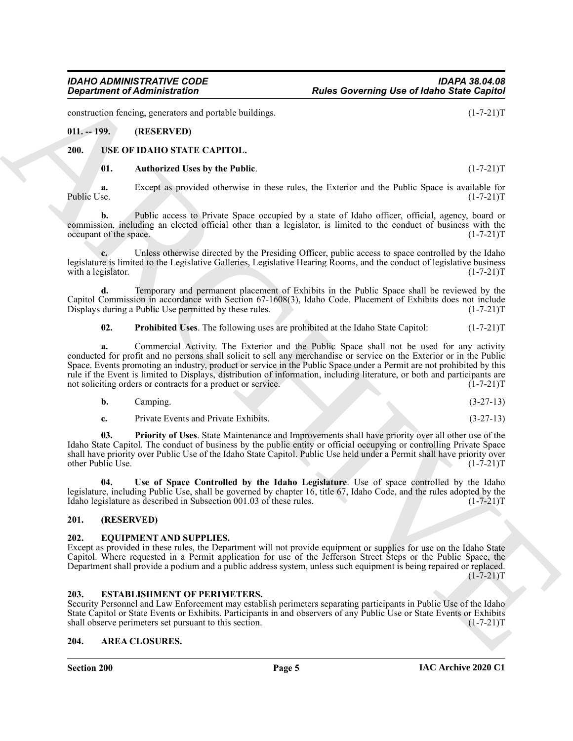construction fencing, generators and portable buildings. (1-7-21)T

### 011. -- 199. (RESERVED)

### 200. USE OF IDAHO STATE CAPITOL.

**01. Authorized Uses by the Public**. (1-7-21)T

**a.** Except as provided otherwise in these rules, the Exterior and the Public Space is available for Public Use. (1-7-21)T

**b.** Public access to Private Space occupied by a state of Idaho officer, official, agency, board or commission, including an elected official other than a legislator, is limited to the conduct of business with the occupant of the space. (1-7-21)T

**c.** Unless otherwise directed by the Presiding Officer, public access to space controlled by the Idaho legislature is limited to the Legislative Galleries, Legislative Hearing Rooms, and the conduct of legislative business with a legislator. (1-7-21)T

**d.** Temporary and permanent placement of Exhibits in the Public Space shall be reviewed by the Capitol Commission in accordance with Section 67-1608(3), Idaho Code. Placement of Exhibits does not include Displays during a Public Use permitted by these rules. (1-7-21)T

**02. Prohibited Uses**. The following uses are prohibited at the Idaho State Capitol: (1-7-21)T

**a.** Commercial Activity. The Exterior and the Public Space shall not be used for any activity conducted for profit and no persons shall solicit to sell any merchandise or service on the Exterior or in the Public Space. Events promoting an industry, product or service in the Public Space under a Permit are not prohibited by this rule if the Event is limited to Displays, distribution of information, including literature, or both and participants are not soliciting orders or contracts for a product or service. (1-7-21)T

**b.** Camping. (3-27-13)

**c.** Private Events and Private Exhibits. (3-27-13)

**03. Priority of Uses**. State Maintenance and Improvements shall have priority over all other use of the Idaho State Capitol. The conduct of business by the public entity or official occupying or controlling Private Space shall have priority over Public Use of the Idaho State Capitol. Public Use held under a Permit shall have priority over other Public Use. (1-7-21)T

**04. Use of Space Controlled by the Idaho Legislature**. Use of space controlled by the Idaho legislature, including Public Use, shall be governed by chapter 16, title 67, Idaho Code, and the rules adopted by the Idaho legislature as described in Subsection 001.03 of these rules. (1-7-21)T

### 201. (RESERVED)

### 202. EQUIPMENT AND SUPPLIES.

Except as provided in these rules, the Department will not provide equipment or supplies for use on the Idaho State Capitol. Where requested in a Permit application for use of the Jefferson Street Steps or the Public Space, the Department shall provide a podium and a public address system, unless such equipment is being repaired or replaced. (1-7-21)T

### 203. ESTABLISHMENT OF PERIMETERS.

Security Personnel and Law Enforcement may establish perimeters separating participants in Public Use of the Idaho State Capitol or State Events or Exhibits. Participants in and observers of any Public Use or State Events or Exhibits shall observe perimeters set pursuant to this section. (1-7-21)T

### 204. AREA CLOSURES.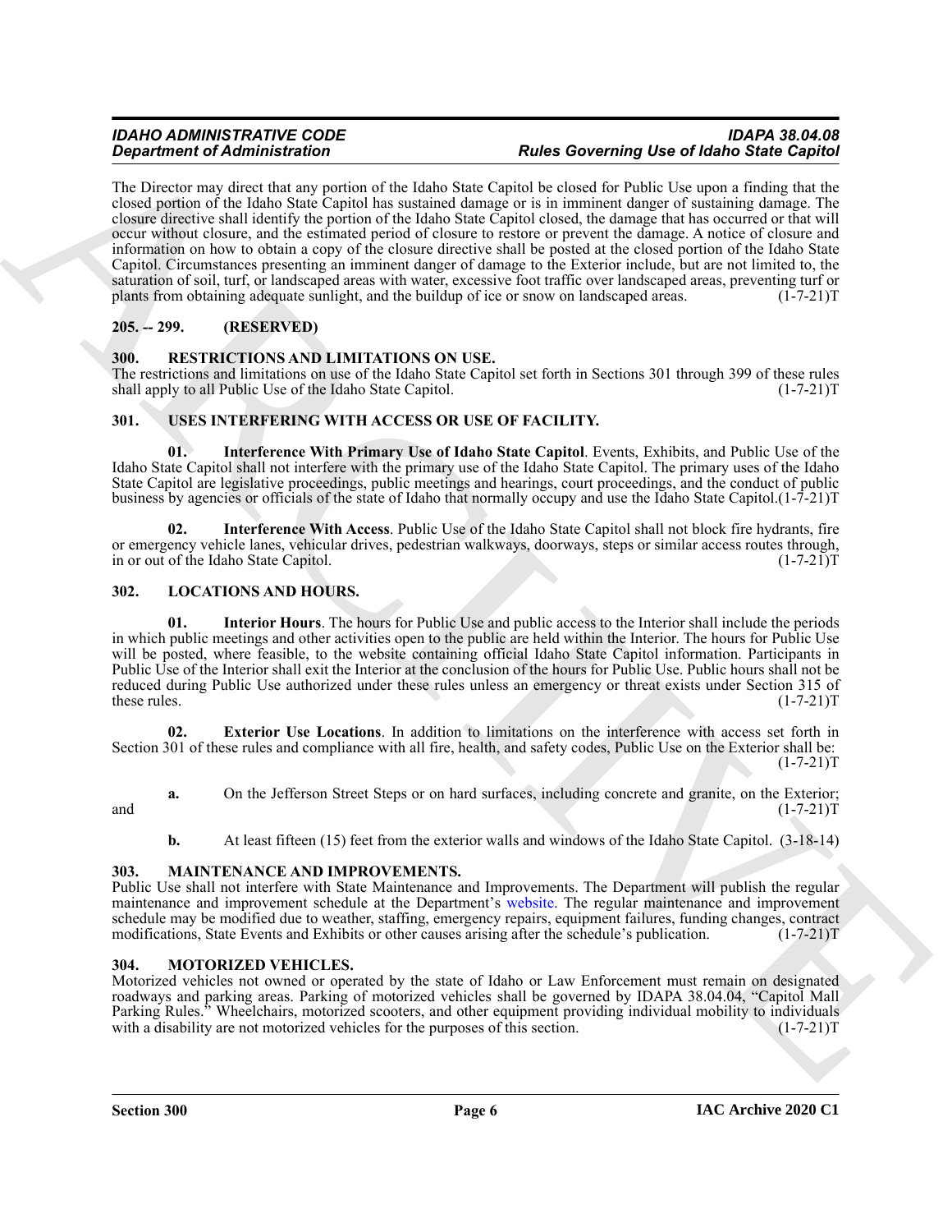The Director may direct that any portion of the Idaho State Capitol be closed for Public Use upon a finding that the closed portion of the Idaho State Capitol has sustained damage or is in imminent danger of sustaining damage. The closure directive shall identify the portion of the Idaho State Capitol closed, the damage that has occurred or that will occur without closure, and the estimated period of closure to restore or prevent the damage. A notice of closure and information on how to obtain a copy of the closure directive shall be posted at the closed portion of the Idaho State Capitol. Circumstances presenting an imminent danger of damage to the Exterior include, but are not limited to, the saturation of soil, turf, or landscaped areas with water, excessive foot traffic over landscaped areas, preventing turf or plants from obtaining adequate sunlight, and the buildup of ice or snow on landscaped areas. (1-7-21)T

## 205. -- 299. (RESERVED)

## 300. RESTRICTIONS AND LIMITATIONS ON USE.

The restrictions and limitations on use of the Idaho State Capitol set forth in Sections 301 through 399 of these rules shall apply to all Public Use of the Idaho State Capitol. (1-7-21)T

## 301. USES INTERFERING WITH ACCESS OR USE OF FACILITY.

**01. Interference With Primary Use of Idaho State Capitol**. Events, Exhibits, and Public Use of the Idaho State Capitol shall not interfere with the primary use of the Idaho State Capitol. The primary uses of the Idaho State Capitol are legislative proceedings, public meetings and hearings, court proceedings, and the conduct of public business by agencies or officials of the state of Idaho that normally occupy and use the Idaho State Capitol.(1-7-21)T

**02. Interference With Access**. Public Use of the Idaho State Capitol shall not block fire hydrants, fire or emergency vehicle lanes, vehicular drives, pedestrian walkways, doorways, steps or similar access routes through, in or out of the Idaho State Capitol. (1-7-21)T

## 302. LOCATIONS AND HOURS.

**01. Interior Hours**. The hours for Public Use and public access to the Interior shall include the periods in which public meetings and other activities open to the public are held within the Interior. The hours for Public Use will be posted, where feasible, to the website containing official Idaho State Capitol information. Participants in Public Use of the Interior shall exit the Interior at the conclusion of the hours for Public Use. Public hours shall not be reduced during Public Use authorized under these rules unless an emergency or threat exists under Section 315 of these rules. (1-7-21)T

**02. Exterior Use Locations**. In addition to limitations on the interference with access set forth in Section 301 of these rules and compliance with all fire, health, and safety codes, Public Use on the Exterior shall be: (1-7-21)T

**a.** On the Jefferson Street Steps or on hard surfaces, including concrete and granite, on the Exterior; and (1-7-21)T

**b.** At least fifteen (15) feet from the exterior walls and windows of the Idaho State Capitol. (3-18-14)

## 303. MAINTENANCE AND IMPROVEMENTS.

Public Use shall not interfere with State Maintenance and Improvements. The Department will publish the regular maintenance and improvement schedule at the Department's website. The regular maintenance and improvement schedule may be modified due to weather, staffing, emergency repairs, equipment failures, funding changes, contract modifications, State Events and Exhibits or other causes arising after the schedule's publication. (1-7-21)T

## 304. MOTORIZED VEHICLES.

Motorized vehicles not owned or operated by the state of Idaho or Law Enforcement must remain on designated roadways and parking areas. Parking of motorized vehicles shall be governed by IDAPA 38.04.04, "Capitol Mall Parking Rules." Wheelchairs, motorized scooters, and other equipment providing individual mobility to individuals with a disability are not motorized vehicles for the purposes of this section. (1-7-21)T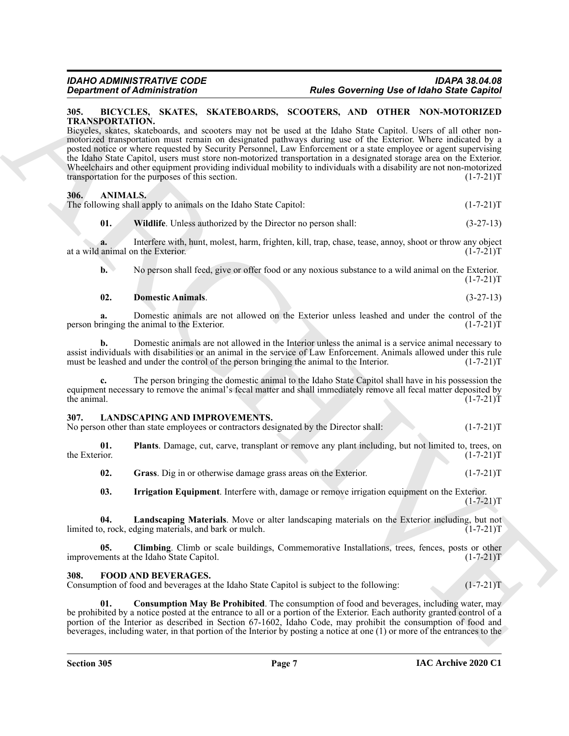## 305. BICYCLES, SKATES, SKATEBOARDS, SCOOTERS, AND OTHER NON-MOTORIZED TRANSPORTATION.

Bicycles, skates, skateboards, and scooters may not be used at the Idaho State Capitol. Users of all other non-motorized transportation must remain on designated pathways during use of the Exterior. Where indicated by a posted notice or where requested by Security Personnel, Law Enforcement or a state employee or agent supervising the Idaho State Capitol, users must store non-motorized transportation in a designated storage area on the Exterior. Wheelchairs and other equipment providing individual mobility to individuals with a disability are not non-motorized transportation for the purposes of this section. (1-7-21)T

## 306. ANIMALS.

The following shall apply to animals on the Idaho State Capitol: (1-7-21)T

**01. Wildlife**. Unless authorized by the Director no person shall: (3-27-13)

**a.** Interfere with, hunt, molest, harm, frighten, kill, trap, chase, tease, annoy, shoot or throw any object at a wild animal on the Exterior. (1-7-21)T

**b.** No person shall feed, give or offer food or any noxious substance to a wild animal on the Exterior. (1-7-21)T

**02. Domestic Animals**. (3-27-13)

**a.** Domestic animals are not allowed on the Exterior unless leashed and under the control of the person bringing the animal to the Exterior. (1-7-21)T

**b.** Domestic animals are not allowed in the Interior unless the animal is a service animal necessary to assist individuals with disabilities or an animal in the service of Law Enforcement. Animals allowed under this rule must be leashed and under the control of the person bringing the animal to the Interior. (1-7-21)T

**c.** The person bringing the domestic animal to the Idaho State Capitol shall have in his possession the equipment necessary to remove the animal's fecal matter and shall immediately remove all fecal matter deposited by the animal. (1-7-21)T

## 307. LANDSCAPING AND IMPROVEMENTS.

No person other than state employees or contractors designated by the Director shall: (1-7-21)T

**01. Plants**. Damage, cut, carve, transplant or remove any plant including, but not limited to, trees, on the Exterior. (1-7-21)T

**02. Grass**. Dig in or otherwise damage grass areas on the Exterior. (1-7-21)T

**03. Irrigation Equipment**. Interfere with, damage or remove irrigation equipment on the Exterior. (1-7-21)T

**04. Landscaping Materials**. Move or alter landscaping materials on the Exterior including, but not limited to, rock, edging materials, and bark or mulch. (1-7-21)T

**05. Climbing**. Climb or scale buildings, Commemorative Installations, trees, fences, posts or other improvements at the Idaho State Capitol. (1-7-21)T

## 308. FOOD AND BEVERAGES.

Consumption of food and beverages at the Idaho State Capitol is subject to the following: (1-7-21)T

**01. Consumption May Be Prohibited**. The consumption of food and beverages, including water, may be prohibited by a notice posted at the entrance to all or a portion of the Exterior. Each authority granted control of a portion of the Interior as described in Section 67-1602, Idaho Code, may prohibit the consumption of food and beverages, including water, in that portion of the Interior by posting a notice at one (1) or more of the entrances to the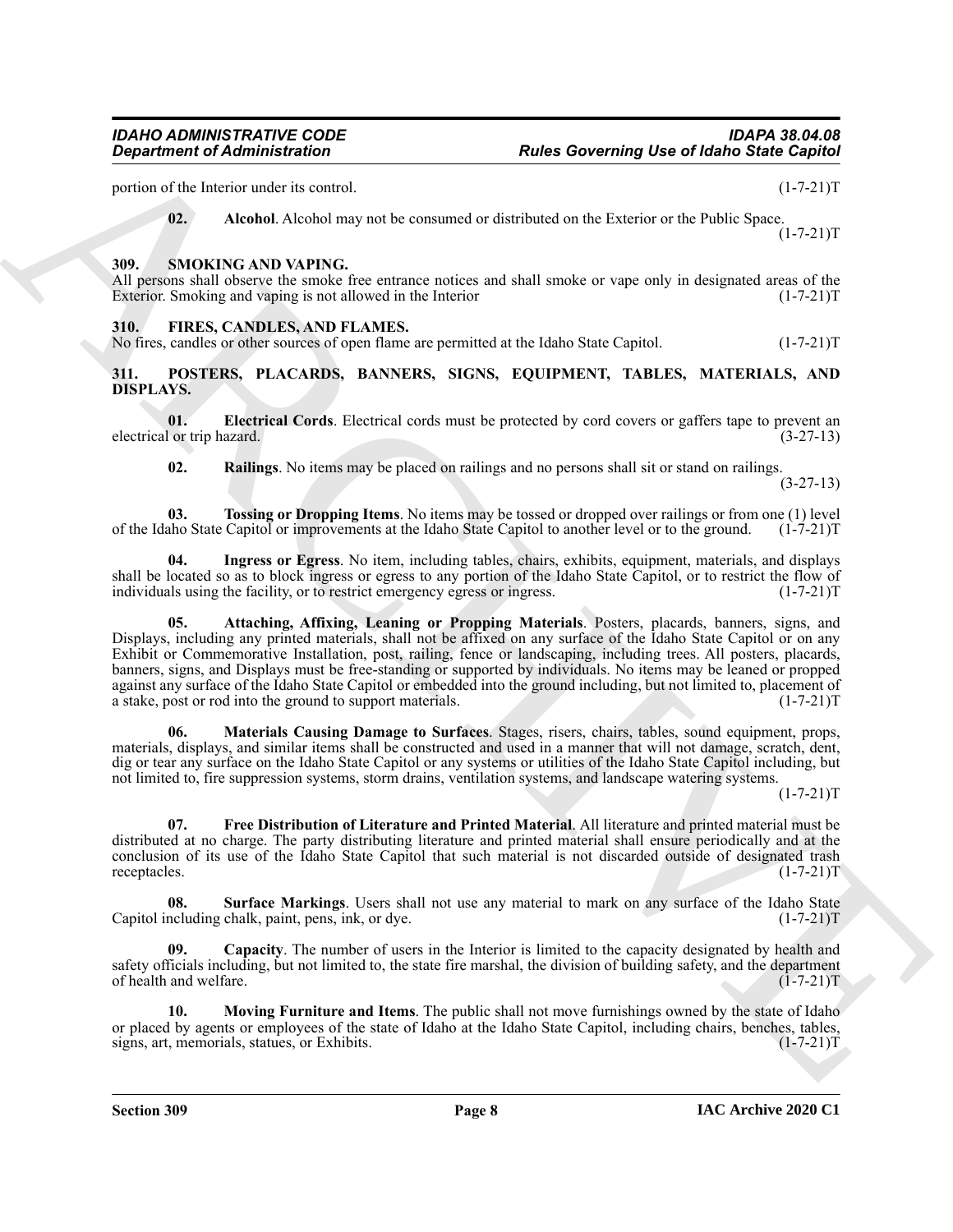portion of the Interior under its control. (1-7-21)T

**02. Alcohol**. Alcohol may not be consumed or distributed on the Exterior or the Public Space. (1-7-21)T

### 309. SMOKING AND VAPING.

All persons shall observe the smoke free entrance notices and shall smoke or vape only in designated areas of the Exterior. Smoking and vaping is not allowed in the Interior (1-7-21)T

### 310. FIRES, CANDLES, AND FLAMES.

No fires, candles or other sources of open flame are permitted at the Idaho State Capitol. (1-7-21)T

### 311. POSTERS, PLACARDS, BANNERS, SIGNS, EQUIPMENT, TABLES, MATERIALS, AND DISPLAYS.

**01. Electrical Cords**. Electrical cords must be protected by cord covers or gaffers tape to prevent an electrical or trip hazard. (3-27-13)

**02. Railings**. No items may be placed on railings and no persons shall sit or stand on railings. (3-27-13)

**03. Tossing or Dropping Items**. No items may be tossed or dropped over railings or from one (1) level of the Idaho State Capitol or improvements at the Idaho State Capitol to another level or to the ground. (1-7-21)T

**04. Ingress or Egress**. No item, including tables, chairs, exhibits, equipment, materials, and displays shall be located so as to block ingress or egress to any portion of the Idaho State Capitol, or to restrict the flow of individuals using the facility, or to restrict emergency egress or ingress. (1-7-21)T

**05. Attaching, Affixing, Leaning or Propping Materials**. Posters, placards, banners, signs, and Displays, including any printed materials, shall not be affixed on any surface of the Idaho State Capitol or on any Exhibit or Commemorative Installation, post, railing, fence or landscaping, including trees. All posters, placards, banners, signs, and Displays must be free-standing or supported by individuals. No items may be leaned or propped against any surface of the Idaho State Capitol or embedded into the ground including, but not limited to, placement of a stake, post or rod into the ground to support materials. (1-7-21)T

**06. Materials Causing Damage to Surfaces**. Stages, risers, chairs, tables, sound equipment, props, materials, displays, and similar items shall be constructed and used in a manner that will not damage, scratch, dent, dig or tear any surface on the Idaho State Capitol or any systems or utilities of the Idaho State Capitol including, but not limited to, fire suppression systems, storm drains, ventilation systems, and landscape watering systems. (1-7-21)T

**07. Free Distribution of Literature and Printed Material**. All literature and printed material must be distributed at no charge. The party distributing literature and printed material shall ensure periodically and at the conclusion of its use of the Idaho State Capitol that such material is not discarded outside of designated trash receptacles. (1-7-21)T

**08. Surface Markings**. Users shall not use any material to mark on any surface of the Idaho State Capitol including chalk, paint, pens, ink, or dye. (1-7-21)T

**09. Capacity**. The number of users in the Interior is limited to the capacity designated by health and safety officials including, but not limited to, the state fire marshal, the division of building safety, and the department of health and welfare. (1-7-21)T

**10. Moving Furniture and Items**. The public shall not move furnishings owned by the state of Idaho or placed by agents or employees of the state of Idaho at the Idaho State Capitol, including chairs, benches, tables, signs, art, memorials, statues, or Exhibits. (1-7-21)T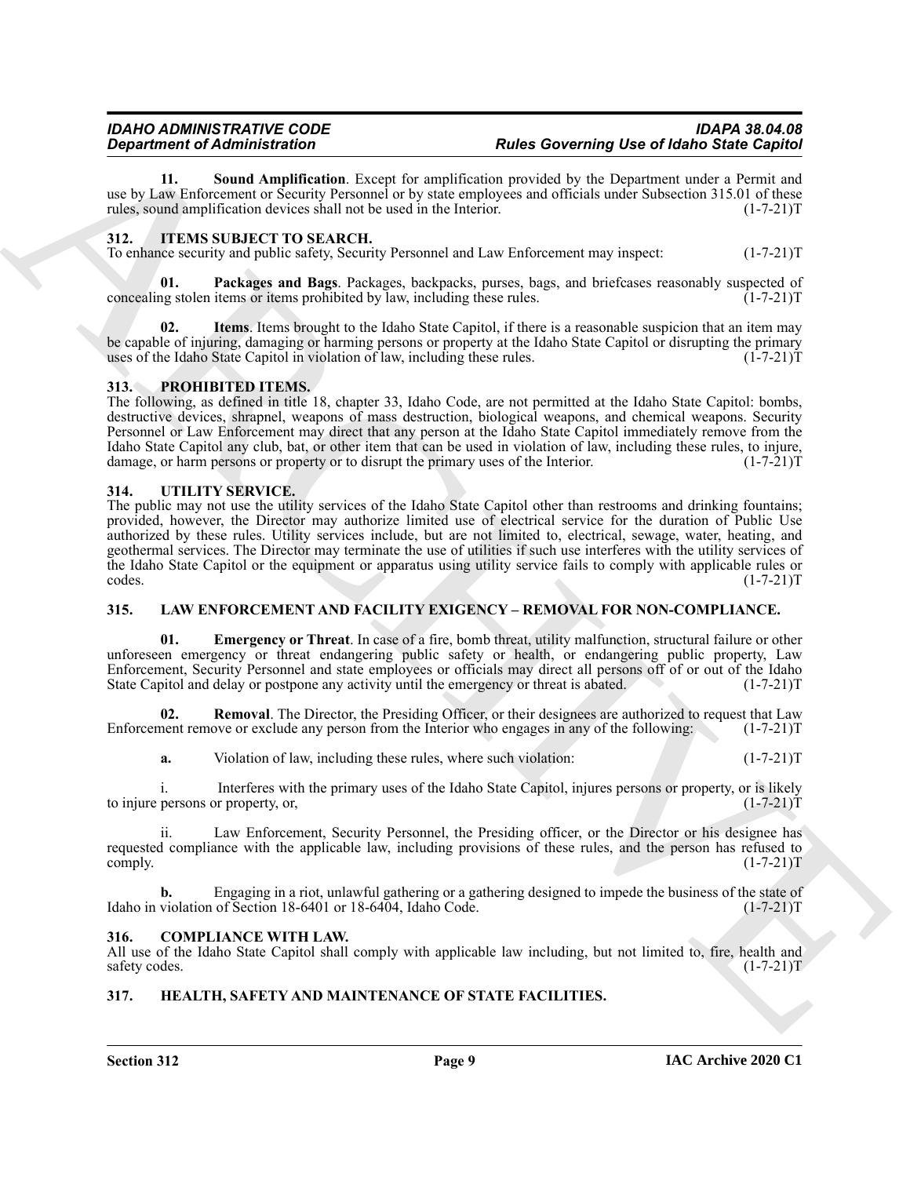**11. Sound Amplification**. Except for amplification provided by the Department under a Permit and use by Law Enforcement or Security Personnel or by state employees and officials under Subsection 315.01 of these rules, sound amplification devices shall not be used in the Interior. (1-7-21)T

## 312. ITEMS SUBJECT TO SEARCH.

To enhance security and public safety, Security Personnel and Law Enforcement may inspect: (1-7-21)T

**01. Packages and Bags**. Packages, backpacks, purses, bags, and briefcases reasonably suspected of concealing stolen items or items prohibited by law, including these rules. (1-7-21)T

**02. Items**. Items brought to the Idaho State Capitol, if there is a reasonable suspicion that an item may be capable of injuring, damaging or harming persons or property at the Idaho State Capitol or disrupting the primary uses of the Idaho State Capitol in violation of law, including these rules. (1-7-21)T

## 313. PROHIBITED ITEMS.

The following, as defined in title 18, chapter 33, Idaho Code, are not permitted at the Idaho State Capitol: bombs, destructive devices, shrapnel, weapons of mass destruction, biological weapons, and chemical weapons. Security Personnel or Law Enforcement may direct that any person at the Idaho State Capitol immediately remove from the Idaho State Capitol any club, bat, or other item that can be used in violation of law, including these rules, to injure, damage, or harm persons or property or to disrupt the primary uses of the Interior. (1-7-21)T

## 314. UTILITY SERVICE.

The public may not use the utility services of the Idaho State Capitol other than restrooms and drinking fountains; provided, however, the Director may authorize limited use of electrical service for the duration of Public Use authorized by these rules. Utility services include, but are not limited to, electrical, sewage, water, heating, and geothermal services. The Director may terminate the use of utilities if such use interferes with the utility services of the Idaho State Capitol or the equipment or apparatus using utility service fails to comply with applicable rules or codes. (1-7-21)T

## 315. LAW ENFORCEMENT AND FACILITY EXIGENCY – REMOVAL FOR NON-COMPLIANCE.

**01. Emergency or Threat**. In case of a fire, bomb threat, utility malfunction, structural failure or other unforeseen emergency or threat endangering public safety or health, or endangering public property, Law Enforcement, Security Personnel and state employees or officials may direct all persons off of or out of the Idaho State Capitol and delay or postpone any activity until the emergency or threat is abated. (1-7-21)T

**02. Removal**. The Director, the Presiding Officer, or their designees are authorized to request that Law Enforcement remove or exclude any person from the Interior who engages in any of the following: (1-7-21)T

**a.** Violation of law, including these rules, where such violation: (1-7-21)T

i. Interferes with the primary uses of the Idaho State Capitol, injures persons or property, or is likely to injure persons or property, or, (1-7-21)T

ii. Law Enforcement, Security Personnel, the Presiding officer, or the Director or his designee has requested compliance with the applicable law, including provisions of these rules, and the person has refused to comply. (1-7-21)T

**b.** Engaging in a riot, unlawful gathering or a gathering designed to impede the business of the state of Idaho in violation of Section 18-6401 or 18-6404, Idaho Code. (1-7-21)T

## 316. COMPLIANCE WITH LAW.

All use of the Idaho State Capitol shall comply with applicable law including, but not limited to, fire, health and safety codes. (1-7-21)T

## 317. HEALTH, SAFETY AND MAINTENANCE OF STATE FACILITIES.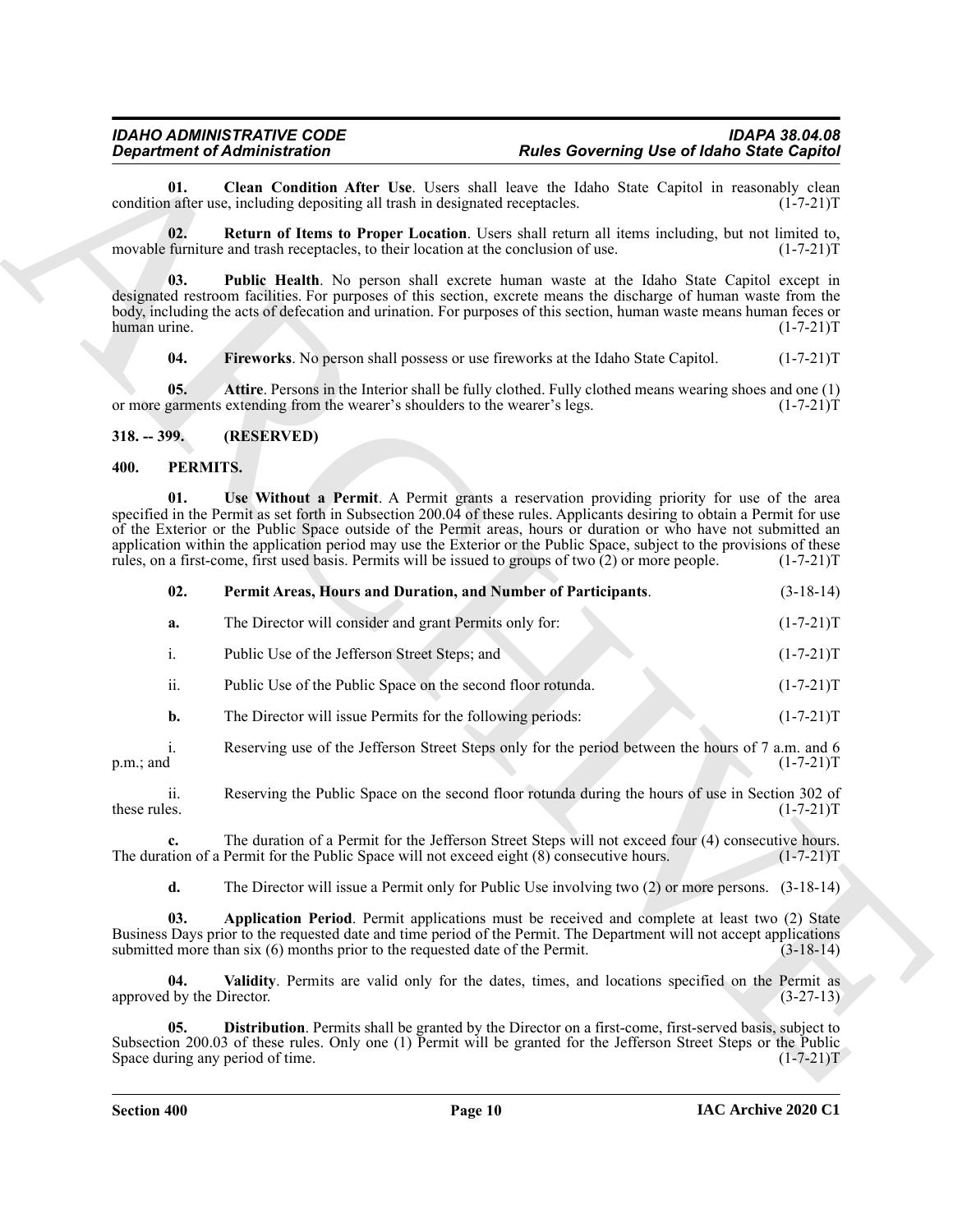**01. Clean Condition After Use**. Users shall leave the Idaho State Capitol in reasonably clean condition after use, including depositing all trash in designated receptacles. (1-7-21)T

**02. Return of Items to Proper Location**. Users shall return all items including, but not limited to, movable furniture and trash receptacles, to their location at the conclusion of use. (1-7-21)T

**03. Public Health**. No person shall excrete human waste at the Idaho State Capitol except in designated restroom facilities. For purposes of this section, excrete means the discharge of human waste from the body, including the acts of defecation and urination. For purposes of this section, human waste means human feces or human urine. (1-7-21)T

**04. Fireworks**. No person shall possess or use fireworks at the Idaho State Capitol. (1-7-21)T

**05. Attire**. Persons in the Interior shall be fully clothed. Fully clothed means wearing shoes and one (1) or more garments extending from the wearer's shoulders to the wearer's legs. (1-7-21)T

## 318. -- 399. (RESERVED)

## 400. PERMITS.

**01. Use Without a Permit**. A Permit grants a reservation providing priority for use of the area specified in the Permit as set forth in Subsection 200.04 of these rules. Applicants desiring to obtain a Permit for use of the Exterior or the Public Space outside of the Permit areas, hours or duration or who have not submitted an application within the application period may use the Exterior or the Public Space, subject to the provisions of these rules, on a first-come, first used basis. Permits will be issued to groups of two (2) or more people. (1-7-21)T

**02. Permit Areas, Hours and Duration, and Number of Participants**. (3-18-14)

**a.** The Director will consider and grant Permits only for: (1-7-21)T

i. Public Use of the Jefferson Street Steps; and (1-7-21)T

ii. Public Use of the Public Space on the second floor rotunda. (1-7-21)T

**b.** The Director will issue Permits for the following periods: (1-7-21)T

i. Reserving use of the Jefferson Street Steps only for the period between the hours of 7 a.m. and 6 p.m.; and (1-7-21)T

ii. Reserving the Public Space on the second floor rotunda during the hours of use in Section 302 of these rules. (1-7-21)T

**c.** The duration of a Permit for the Jefferson Street Steps will not exceed four (4) consecutive hours. The duration of a Permit for the Public Space will not exceed eight (8) consecutive hours. (1-7-21)T

**d.** The Director will issue a Permit only for Public Use involving two (2) or more persons. (3-18-14)

**03. Application Period**. Permit applications must be received and complete at least two (2) State Business Days prior to the requested date and time period of the Permit. The Department will not accept applications submitted more than six (6) months prior to the requested date of the Permit. (3-18-14)

**04. Validity**. Permits are valid only for the dates, times, and locations specified on the Permit as approved by the Director. (3-27-13)

**05. Distribution**. Permits shall be granted by the Director on a first-come, first-served basis, subject to Subsection 200.03 of these rules. Only one (1) Permit will be granted for the Jefferson Street Steps or the Public Space during any period of time. (1-7-21)T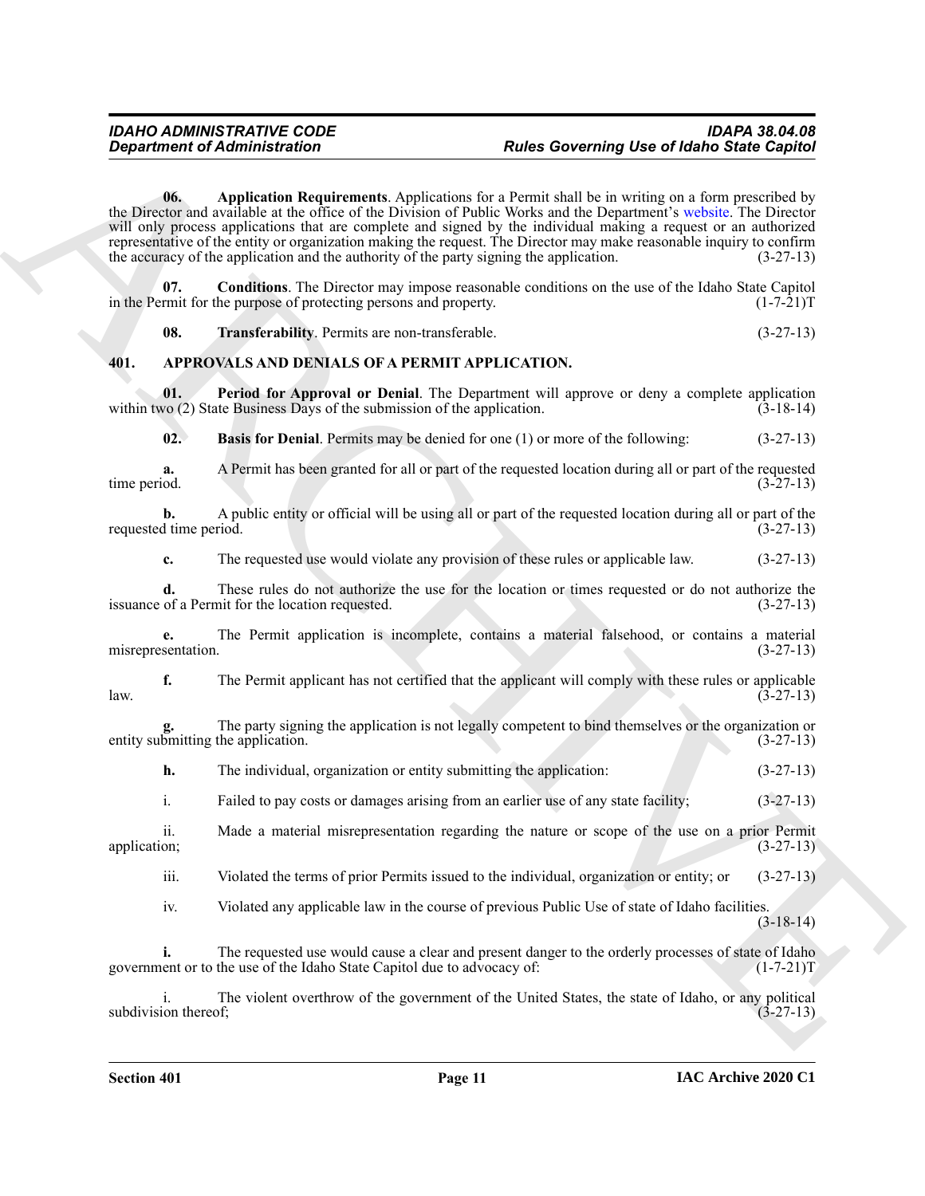**06. Application Requirements**. Applications for a Permit shall be in writing on a form prescribed by the Director and available at the office of the Division of Public Works and the Department's website. The Director will only process applications that are complete and signed by the individual making a request or an authorized representative of the entity or organization making the request. The Director may make reasonable inquiry to confirm the accuracy of the application and the authority of the party signing the application. (3-27-13)

**07. Conditions**. The Director may impose reasonable conditions on the use of the Idaho State Capitol in the Permit for the purpose of protecting persons and property. (1-7-21)T

**08. Transferability**. Permits are non-transferable. (3-27-13)

## 401. APPROVALS AND DENIALS OF A PERMIT APPLICATION.

**01. Period for Approval or Denial**. The Department will approve or deny a complete application within two (2) State Business Days of the submission of the application. (3-18-14)

**02. Basis for Denial**. Permits may be denied for one (1) or more of the following: (3-27-13)

**a.** A Permit has been granted for all or part of the requested location during all or part of the requested time period. (3-27-13)

**b.** A public entity or official will be using all or part of the requested location during all or part of the requested time period. (3-27-13)

**c.** The requested use would violate any provision of these rules or applicable law. (3-27-13)

**d.** These rules do not authorize the use for the location or times requested or do not authorize the issuance of a Permit for the location requested. (3-27-13)

**e.** The Permit application is incomplete, contains a material falsehood, or contains a material misrepresentation. (3-27-13)

**f.** The Permit applicant has not certified that the applicant will comply with these rules or applicable law. (3-27-13)

**g.** The party signing the application is not legally competent to bind themselves or the organization or entity submitting the application. (3-27-13)

**h.** The individual, organization or entity submitting the application: (3-27-13)

i. Failed to pay costs or damages arising from an earlier use of any state facility; (3-27-13)

ii. Made a material misrepresentation regarding the nature or scope of the use on a prior Permit application; (3-27-13)

iii. Violated the terms of prior Permits issued to the individual, organization or entity; or (3-27-13)

iv. Violated any applicable law in the course of previous Public Use of state of Idaho facilities. (3-18-14)

**i.** The requested use would cause a clear and present danger to the orderly processes of state of Idaho government or to the use of the Idaho State Capitol due to advocacy of: (1-7-21)T

i. The violent overthrow of the government of the United States, the state of Idaho, or any political subdivision thereof; (3-27-13)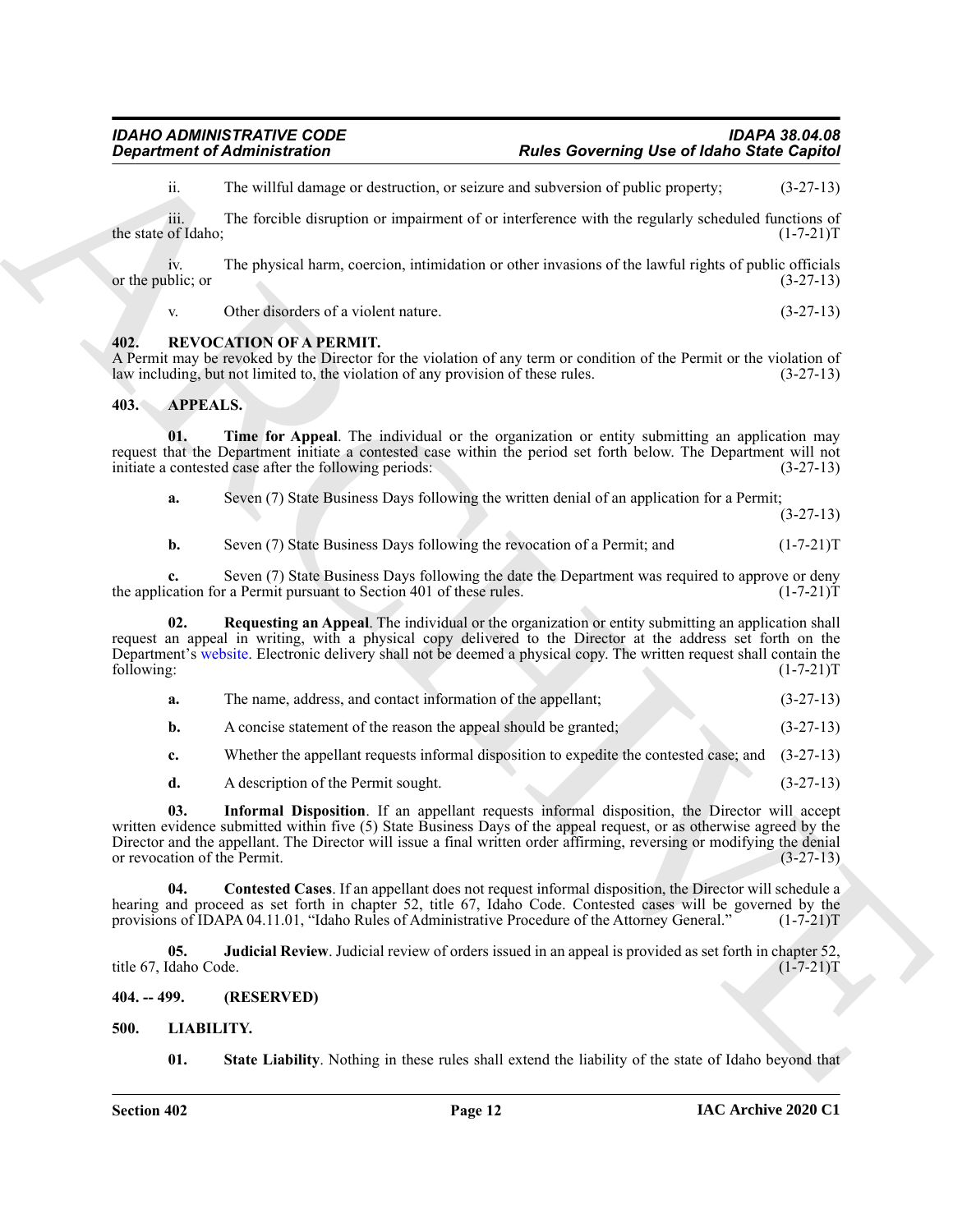ii. The willful damage or destruction, or seizure and subversion of public property; (3-27-13)

iii. The forcible disruption or impairment of or interference with the regularly scheduled functions of the state of Idaho; (1-7-21)T

iv. The physical harm, coercion, intimidation or other invasions of the lawful rights of public officials or the public; or (3-27-13)

v. Other disorders of a violent nature. (3-27-13)

## 402. REVOCATION OF A PERMIT.

A Permit may be revoked by the Director for the violation of any term or condition of the Permit or the violation of law including, but not limited to, the violation of any provision of these rules. (3-27-13)

## 403. APPEALS.

**01. Time for Appeal**. The individual or the organization or entity submitting an application may request that the Department initiate a contested case within the period set forth below. The Department will not initiate a contested case after the following periods: (3-27-13)

**a.** Seven (7) State Business Days following the written denial of an application for a Permit; (3-27-13)

**b.** Seven (7) State Business Days following the revocation of a Permit; and (1-7-21)T

**c.** Seven (7) State Business Days following the date the Department was required to approve or deny the application for a Permit pursuant to Section 401 of these rules. (1-7-21)T

**02. Requesting an Appeal**. The individual or the organization or entity submitting an application shall request an appeal in writing, with a physical copy delivered to the Director at the address set forth on the Department's website. Electronic delivery shall not be deemed a physical copy. The written request shall contain the following: (1-7-21)T

**a.** The name, address, and contact information of the appellant; (3-27-13)

**b.** A concise statement of the reason the appeal should be granted; (3-27-13)

**c.** Whether the appellant requests informal disposition to expedite the contested case; and (3-27-13)

**d.** A description of the Permit sought. (3-27-13)

**03. Informal Disposition**. If an appellant requests informal disposition, the Director will accept written evidence submitted within five (5) State Business Days of the appeal request, or as otherwise agreed by the Director and the appellant. The Director will issue a final written order affirming, reversing or modifying the denial or revocation of the Permit. (3-27-13)

**04. Contested Cases**. If an appellant does not request informal disposition, the Director will schedule a hearing and proceed as set forth in chapter 52, title 67, Idaho Code. Contested cases will be governed by the provisions of IDAPA 04.11.01, "Idaho Rules of Administrative Procedure of the Attorney General." (1-7-21)T

**05. Judicial Review**. Judicial review of orders issued in an appeal is provided as set forth in chapter 52, title 67, Idaho Code. (1-7-21)T

## 404. -- 499. (RESERVED)

## 500. LIABILITY.

**01. State Liability**. Nothing in these rules shall extend the liability of the state of Idaho beyond that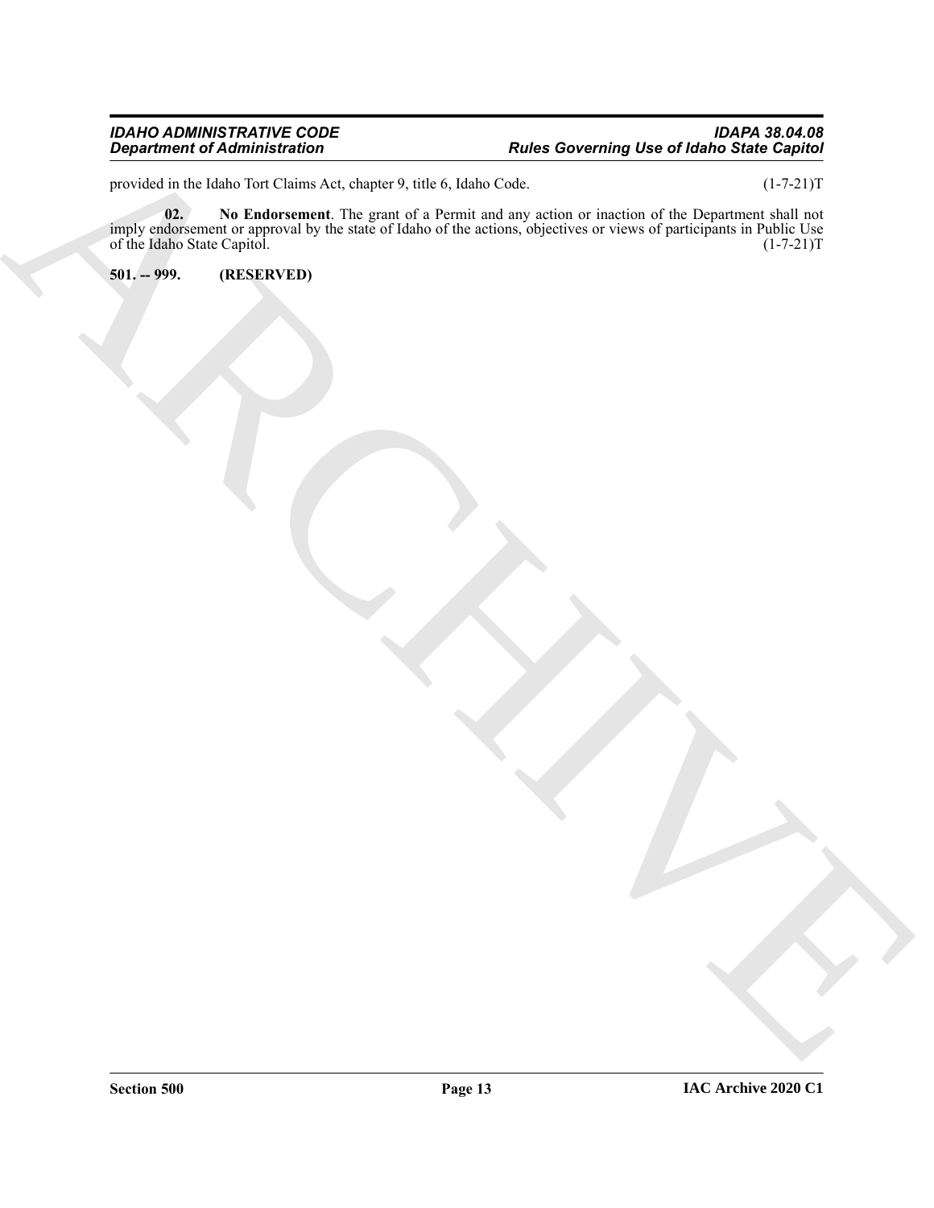provided in the Idaho Tort Claims Act, chapter 9, title 6, Idaho Code. (1-7-21)T

**02. No Endorsement**. The grant of a Permit and any action or inaction of the Department shall not imply endorsement or approval by the state of Idaho of the actions, objectives or views of participants in Public Use of the Idaho State Capitol. (1-7-21)T

**501. -- 999. (RESERVED)**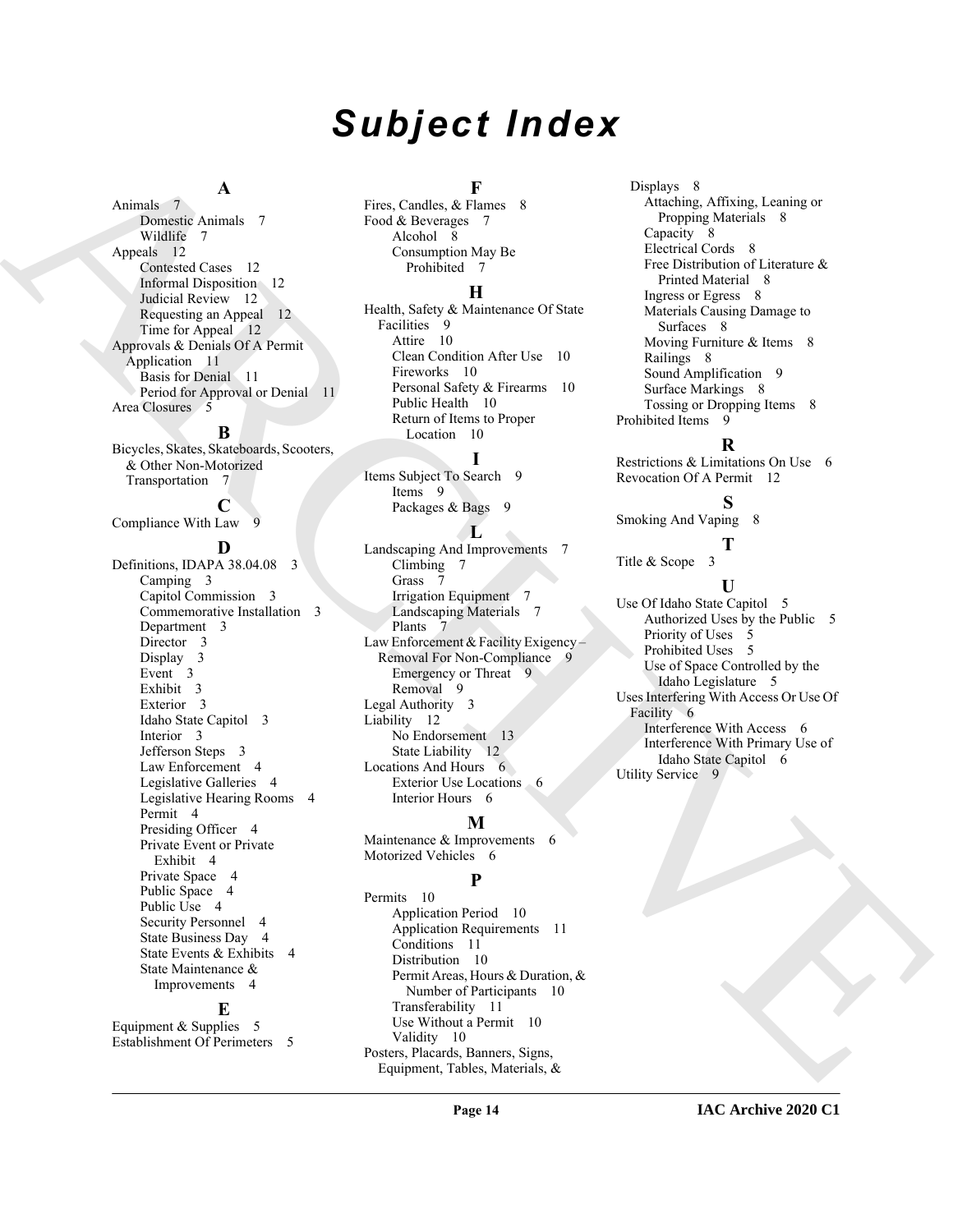# Subject Index

**A**

Animals 7
- Domestic Animals 7
- Wildlife 7

Appeals 12
- Contested Cases 12
- Informal Disposition 12
- Judicial Review 12
- Requesting an Appeal 12
- Time for Appeal 12

Approvals & Denials Of A Permit Application 11
- Basis for Denial 11
- Period for Approval or Denial 11

Area Closures 5

**B**

Bicycles, Skates, Skateboards, Scooters, & Other Non-Motorized Transportation 7

**C**

Compliance With Law 9

**D**

Definitions, IDAPA 38.04.08 3
- Camping 3
- Capitol Commission 3
- Commemorative Installation 3
- Department 3
- Director 3
- Display 3
- Event 3
- Exhibit 3
- Exterior 3
- Idaho State Capitol 3
- Interior 3
- Jefferson Steps 3
- Law Enforcement 4
- Legislative Galleries 4
- Legislative Hearing Rooms 4
- Permit 4
- Presiding Officer 4
- Private Event or Private Exhibit 4
- Private Space 4
- Public Space 4
- Public Use 4
- Security Personnel 4
- State Business Day 4
- State Events & Exhibits 4
- State Maintenance & Improvements 4

**E**

Equipment & Supplies 5

Establishment Of Perimeters 5

**F**

Fires, Candles, & Flames 8

Food & Beverages 7
- Alcohol 8
- Consumption May Be Prohibited 7

**H**

Health, Safety & Maintenance Of State Facilities 9
- Attire 10
- Clean Condition After Use 10
- Fireworks 11
- Personal Safety & Firearms 10
- Public Health 10
- Return of Items to Proper Location 10

**I**

Items Subject To Search 9
- Items 9
- Packages & Bags 9

**L**

Landscaping And Improvements 7
- Climbing 7
- Grass 7
- Irrigation Equipment 7
- Landscaping Materials 7
- Plants 7

Law Enforcement & Facility Exigency – Removal For Non-Compliance 9
- Emergency or Threat 9
- Removal 9

Legal Authority 3

Liability 12
- No Endorsement 13
- State Liability 12

Locations And Hours 6
- Exterior Use Locations 6
- Interior Hours 6

**M**

Maintenance & Improvements 6

Motorized Vehicles 6

**P**

Permits 10
- Application Period 10
- Application Requirements 11
- Conditions 11
- Distribution 10
- Permit Areas, Hours & Duration, & Number of Participants 10
- Transferability 11
- Use Without a Permit 10
- Validity 10

Posters, Placards, Banners, Signs, Equipment, Tables, Materials, & Displays 8
- Attaching, Affixing, Leaning or Propping Materials 8
- Capacity 8
- Electrical Cords 8
- Free Distribution of Literature & Printed Material 8
- Ingress or Egress 8
- Materials Causing Damage to Surfaces 8
- Moving Furniture & Items 8
- Railings 8
- Sound Amplification 9
- Surface Markings 8
- Tossing or Dropping Items 8

Prohibited Items 9

**R**

Restrictions & Limitations On Use 6

Revocation Of A Permit 12

**S**

Smoking And Vaping 8

**T**

Title & Scope 3

**U**

Use Of Idaho State Capitol 5
- Authorized Uses by the Public 5
- Priority of Uses 5
- Prohibited Uses 5
- Use of Space Controlled by the Idaho Legislature 5

Uses Interfering With Access Or Use Of Facility 6
- Interference With Access 6
- Interference With Primary Use of Idaho State Capitol 6

Utility Service 9